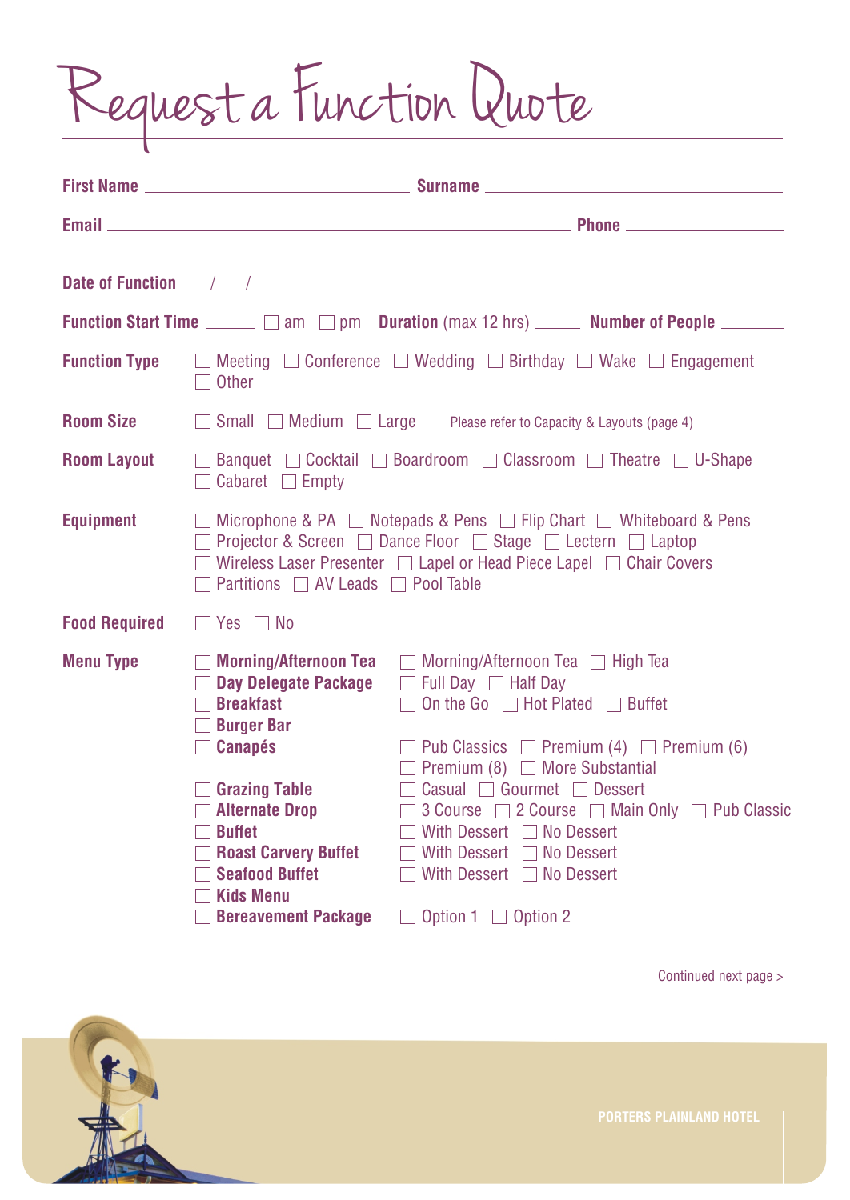# Request a Function Quote

**First Name** ______________________ **Surname** ______________________

**Email** ______________________________________ **Phone** ______________

**Date of Function** / /

**Function Start Time** _____ ☐ am ☐ pm **Duration** (max 12 hrs) _____ **Number of People** _______

**Function Type** ☐ Meeting ☐ Conference ☐ Wedding ☐ Birthday ☐ Wake ☐ Engagement ☐ Other

**Room Size** ☐ Small ☐ Medium ☐ Large Please refer to Capacity & Layouts (page 4)

**Room Layout** ☐ Banquet ☐ Cocktail ☐ Boardroom ☐ Classroom ☐ Theatre ☐ U-Shape ☐ Cabaret ☐ Empty

**Equipment** ☐ Microphone & PA ☐ Notepads & Pens ☐ Flip Chart ☐ Whiteboard & Pens ☐ Projector & Screen ☐ Dance Floor ☐ Stage ☐ Lectern ☐ Laptop ☐ Wireless Laser Presenter ☐ Lapel or Head Piece Lapel ☐ Chair Covers ☐ Partitions ☐ AV Leads ☐ Pool Table

**Food Required** ☐ Yes ☐ No

**Menu Type**

| Menu | Options |
|---|---|
| ☐ **Morning/Afternoon Tea** | ☐ Morning/Afternoon Tea ☐ High Tea |
| ☐ **Day Delegate Package** | ☐ Full Day ☐ Half Day |
| ☐ **Breakfast** | ☐ On the Go ☐ Hot Plated ☐ Buffet |
| ☐ **Burger Bar** | |
| ☐ **Canapés** | ☐ Pub Classics ☐ Premium (4) ☐ Premium (6) ☐ Premium (8) ☐ More Substantial |
| ☐ **Grazing Table** | ☐ Casual ☐ Gourmet ☐ Dessert |
| ☐ **Alternate Drop** | ☐ 3 Course ☐ 2 Course ☐ Main Only ☐ Pub Classic |
| ☐ **Buffet** | ☐ With Dessert ☐ No Dessert |
| ☐ **Roast Carvery Buffet** | ☐ With Dessert ☐ No Dessert |
| ☐ **Seafood Buffet** | ☐ With Dessert ☐ No Dessert |
| ☐ **Kids Menu** | |
| ☐ **Bereavement Package** | ☐ Option 1 ☐ Option 2 |

Continued next page >

PORTERS PLAINLAND HOTEL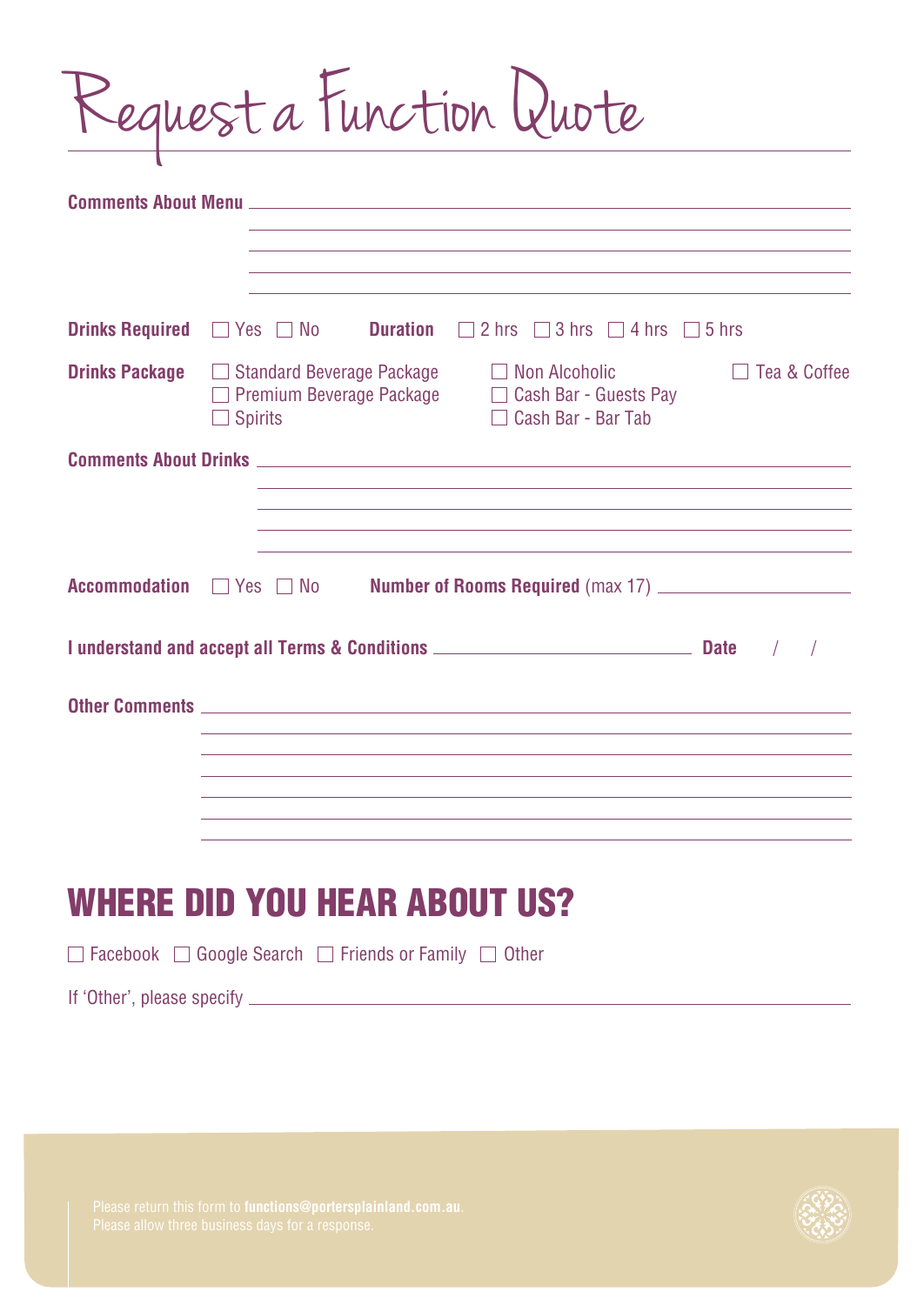# Request a Function Quote

**Comments About Menu** ______________________________________________

______________________________________________

______________________________________________

______________________________________________

______________________________________________

**Drinks Required** ☐ Yes ☐ No **Duration** ☐ 2 hrs ☐ 3 hrs ☐ 4 hrs ☐ 5 hrs

**Drinks Package**
☐ Standard Beverage Package
☐ Premium Beverage Package
☐ Spirits
☐ Non Alcoholic
☐ Cash Bar - Guests Pay
☐ Cash Bar - Bar Tab
☐ Tea & Coffee

**Comments About Drinks** ______________________________________________

______________________________________________

______________________________________________

______________________________________________

______________________________________________

**Accommodation** ☐ Yes ☐ No **Number of Rooms Required** (max 17) ____________

**I understand and accept all Terms & Conditions** ______________________ **Date** / /

**Other Comments** ______________________________________________

______________________________________________

______________________________________________

______________________________________________

______________________________________________

______________________________________________

______________________________________________

## WHERE DID YOU HEAR ABOUT US?

☐ Facebook ☐ Google Search ☐ Friends or Family ☐ Other

If 'Other', please specify ______________________________________________

Please return this form to **functions@portersplainland.com.au**.
Please allow three business days for a response.